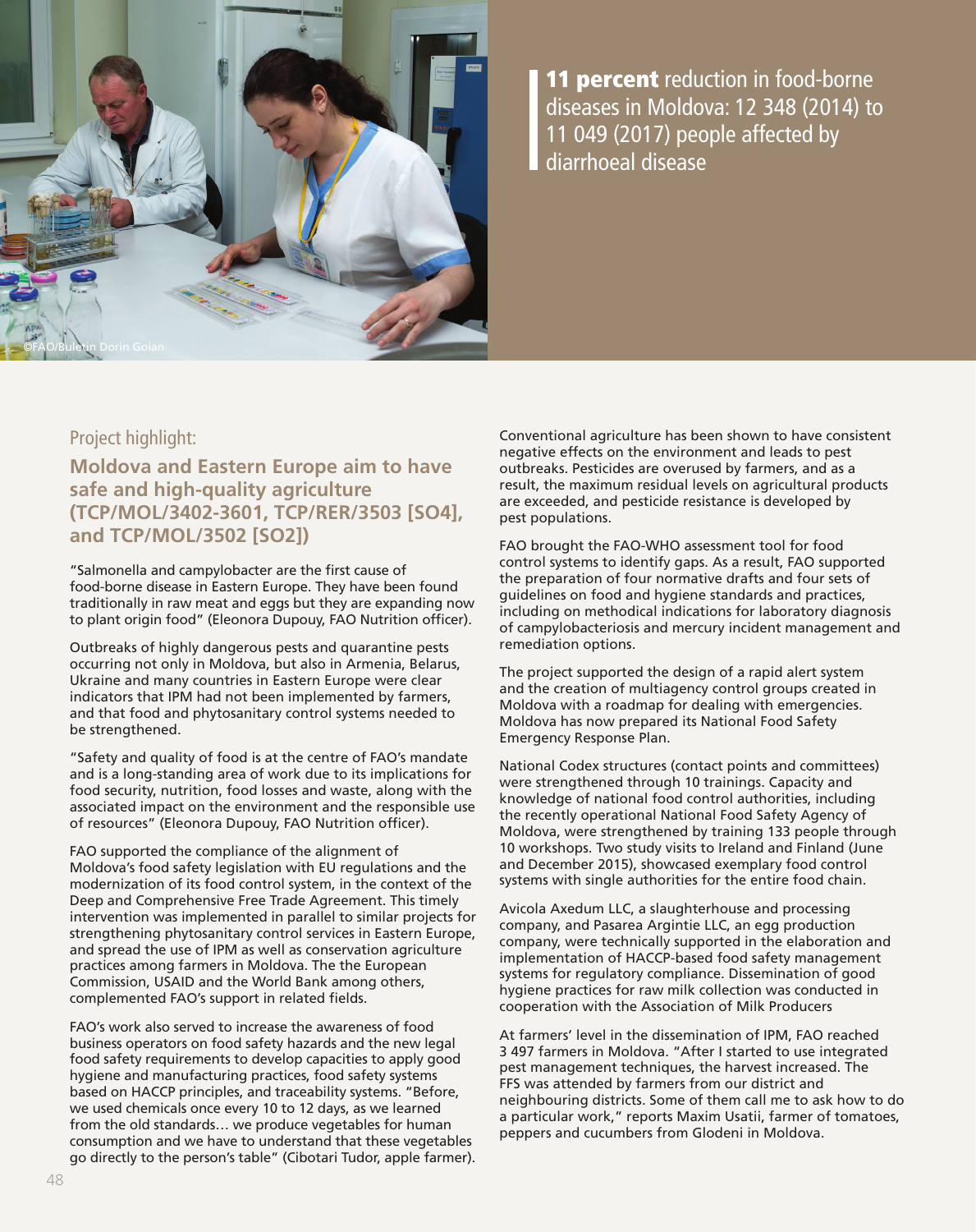**11 percent** reduction in food-borne diseases in Moldova: 12 348 (2014) to 11 049 (2017) people affected by diarrhoeal disease

©FAO/Buletin Dorin Goian

Project highlight:

## Moldova and Eastern Europe aim to have safe and high-quality agriculture (TCP/MOL/3402-3601, TCP/RER/3503 [SO4], and TCP/MOL/3502 [SO2])

"Salmonella and campylobacter are the first cause of food-borne disease in Eastern Europe. They have been found traditionally in raw meat and eggs but they are expanding now to plant origin food" (Eleonora Dupouy, FAO Nutrition officer).

Outbreaks of highly dangerous pests and quarantine pests occurring not only in Moldova, but also in Armenia, Belarus, Ukraine and many countries in Eastern Europe were clear indicators that IPM had not been implemented by farmers, and that food and phytosanitary control systems needed to be strengthened.

"Safety and quality of food is at the centre of FAO's mandate and is a long-standing area of work due to its implications for food security, nutrition, food losses and waste, along with the associated impact on the environment and the responsible use of resources" (Eleonora Dupouy, FAO Nutrition officer).

FAO supported the compliance of the alignment of Moldova's food safety legislation with EU regulations and the modernization of its food control system, in the context of the Deep and Comprehensive Free Trade Agreement. This timely intervention was implemented in parallel to similar projects for strengthening phytosanitary control services in Eastern Europe, and spread the use of IPM as well as conservation agriculture practices among farmers in Moldova. The the European Commission, USAID and the World Bank among others, complemented FAO's support in related fields.

FAO's work also served to increase the awareness of food business operators on food safety hazards and the new legal food safety requirements to develop capacities to apply good hygiene and manufacturing practices, food safety systems based on HACCP principles, and traceability systems. "Before, we used chemicals once every 10 to 12 days, as we learned from the old standards… we produce vegetables for human consumption and we have to understand that these vegetables go directly to the person's table" (Cibotari Tudor, apple farmer).

Conventional agriculture has been shown to have consistent negative effects on the environment and leads to pest outbreaks. Pesticides are overused by farmers, and as a result, the maximum residual levels on agricultural products are exceeded, and pesticide resistance is developed by pest populations.

FAO brought the FAO-WHO assessment tool for food control systems to identify gaps. As a result, FAO supported the preparation of four normative drafts and four sets of guidelines on food and hygiene standards and practices, including on methodical indications for laboratory diagnosis of campylobacteriosis and mercury incident management and remediation options.

The project supported the design of a rapid alert system and the creation of multiagency control groups created in Moldova with a roadmap for dealing with emergencies. Moldova has now prepared its National Food Safety Emergency Response Plan.

National Codex structures (contact points and committees) were strengthened through 10 trainings. Capacity and knowledge of national food control authorities, including the recently operational National Food Safety Agency of Moldova, were strengthened by training 133 people through 10 workshops. Two study visits to Ireland and Finland (June and December 2015), showcased exemplary food control systems with single authorities for the entire food chain.

Avicola Axedum LLC, a slaughterhouse and processing company, and Pasarea Argintie LLC, an egg production company, were technically supported in the elaboration and implementation of HACCP-based food safety management systems for regulatory compliance. Dissemination of good hygiene practices for raw milk collection was conducted in cooperation with the Association of Milk Producers

At farmers' level in the dissemination of IPM, FAO reached 3 497 farmers in Moldova. "After I started to use integrated pest management techniques, the harvest increased. The FFS was attended by farmers from our district and neighbouring districts. Some of them call me to ask how to do a particular work," reports Maxim Usatii, farmer of tomatoes, peppers and cucumbers from Glodeni in Moldova.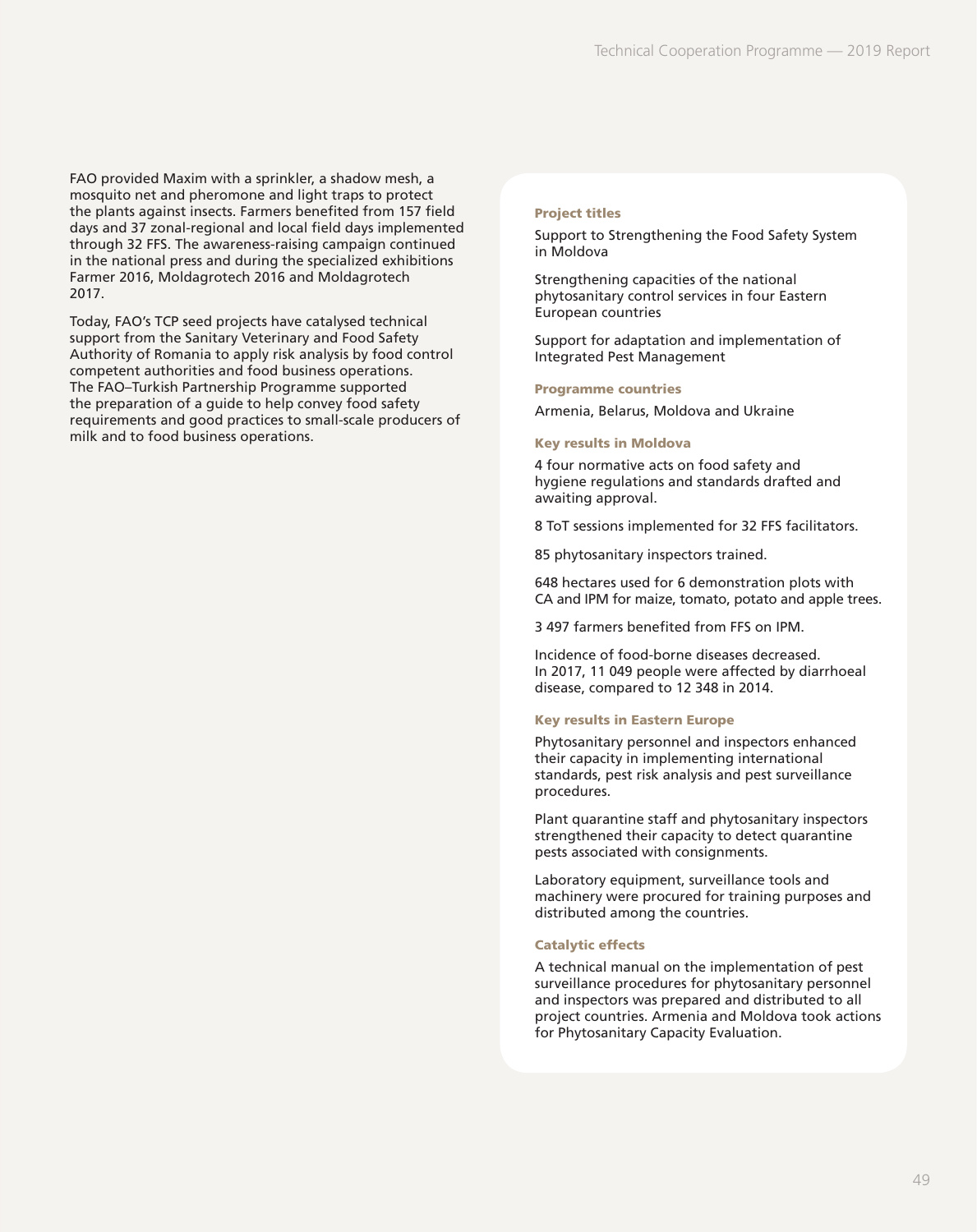FAO provided Maxim with a sprinkler, a shadow mesh, a mosquito net and pheromone and light traps to protect the plants against insects. Farmers benefited from 157 field days and 37 zonal-regional and local field days implemented through 32 FFS. The awareness-raising campaign continued in the national press and during the specialized exhibitions Farmer 2016, Moldagrotech 2016 and Moldagrotech 2017.

Today, FAO's TCP seed projects have catalysed technical support from the Sanitary Veterinary and Food Safety Authority of Romania to apply risk analysis by food control competent authorities and food business operations. The FAO–Turkish Partnership Programme supported the preparation of a guide to help convey food safety requirements and good practices to small-scale producers of milk and to food business operations.

#### Project titles

Support to Strengthening the Food Safety System in Moldova

Strengthening capacities of the national phytosanitary control services in four Eastern European countries

Support for adaptation and implementation of Integrated Pest Management

#### Programme countries

Armenia, Belarus, Moldova and Ukraine

#### Key results in Moldova

4 four normative acts on food safety and hygiene regulations and standards drafted and awaiting approval.

8 ToT sessions implemented for 32 FFS facilitators.

85 phytosanitary inspectors trained.

648 hectares used for 6 demonstration plots with CA and IPM for maize, tomato, potato and apple trees.

3 497 farmers benefited from FFS on IPM.

Incidence of food-borne diseases decreased. In 2017, 11 049 people were affected by diarrhoeal disease, compared to 12 348 in 2014.

#### Key results in Eastern Europe

Phytosanitary personnel and inspectors enhanced their capacity in implementing international standards, pest risk analysis and pest surveillance procedures.

Plant quarantine staff and phytosanitary inspectors strengthened their capacity to detect quarantine pests associated with consignments.

Laboratory equipment, surveillance tools and machinery were procured for training purposes and distributed among the countries.

#### Catalytic effects

A technical manual on the implementation of pest surveillance procedures for phytosanitary personnel and inspectors was prepared and distributed to all project countries. Armenia and Moldova took actions for Phytosanitary Capacity Evaluation.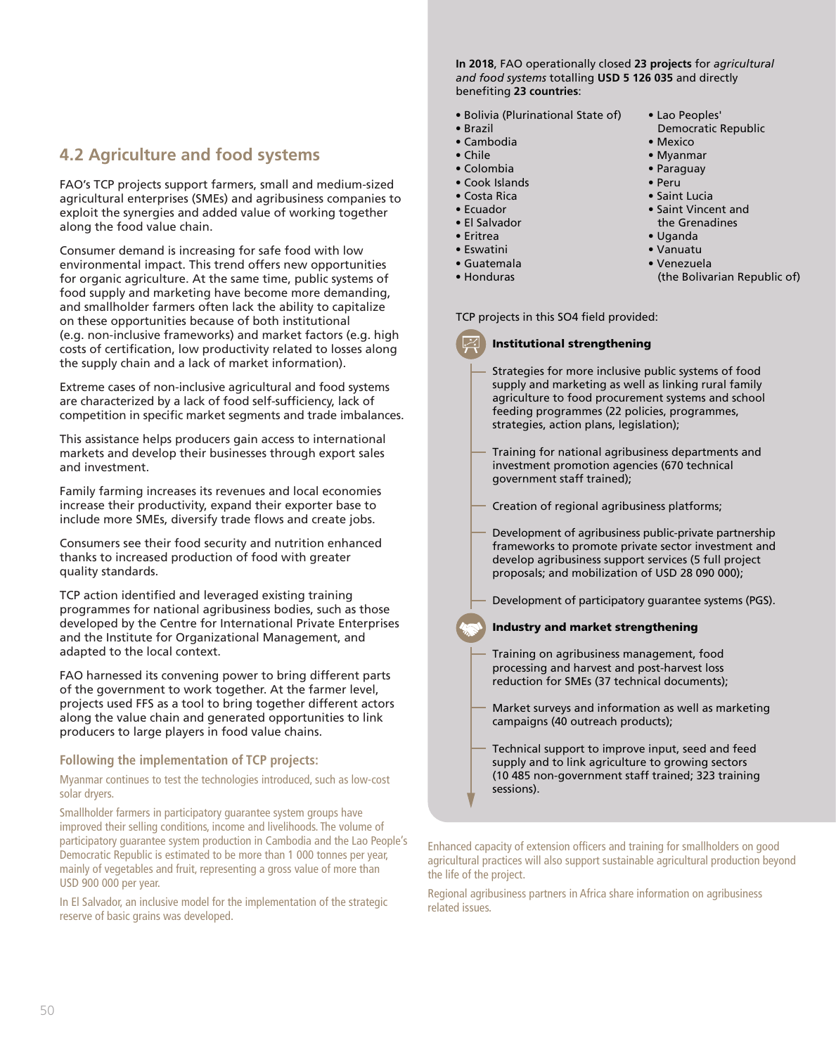## 4.2 Agriculture and food systems

FAO's TCP projects support farmers, small and medium-sized agricultural enterprises (SMEs) and agribusiness companies to exploit the synergies and added value of working together along the food value chain.

Consumer demand is increasing for safe food with low environmental impact. This trend offers new opportunities for organic agriculture. At the same time, public systems of food supply and marketing have become more demanding, and smallholder farmers often lack the ability to capitalize on these opportunities because of both institutional (e.g. non-inclusive frameworks) and market factors (e.g. high costs of certification, low productivity related to losses along the supply chain and a lack of market information).

Extreme cases of non-inclusive agricultural and food systems are characterized by a lack of food self-sufficiency, lack of competition in specific market segments and trade imbalances.

This assistance helps producers gain access to international markets and develop their businesses through export sales and investment.

Family farming increases its revenues and local economies increase their productivity, expand their exporter base to include more SMEs, diversify trade flows and create jobs.

Consumers see their food security and nutrition enhanced thanks to increased production of food with greater quality standards.

TCP action identified and leveraged existing training programmes for national agribusiness bodies, such as those developed by the Centre for International Private Enterprises and the Institute for Organizational Management, and adapted to the local context.

FAO harnessed its convening power to bring different parts of the government to work together. At the farmer level, projects used FFS as a tool to bring together different actors along the value chain and generated opportunities to link producers to large players in food value chains.

### Following the implementation of TCP projects:

Myanmar continues to test the technologies introduced, such as low-cost solar dryers.

Smallholder farmers in participatory guarantee system groups have improved their selling conditions, income and livelihoods. The volume of participatory guarantee system production in Cambodia and the Lao People's Democratic Republic is estimated to be more than 1 000 tonnes per year, mainly of vegetables and fruit, representing a gross value of more than USD 900 000 per year.

In El Salvador, an inclusive model for the implementation of the strategic reserve of basic grains was developed.

**In 2018**, FAO operationally closed **23 projects** for *agricultural and food systems* totalling **USD 5 126 035** and directly benefiting **23 countries**:

- Bolivia (Plurinational State of)
- Brazil
- Cambodia
- Chile
- Colombia
- Cook Islands
- Costa Rica
- Ecuador
- El Salvador
- Eritrea
- Eswatini
- Guatemala
- Honduras
- Lao Peoples' Democratic Republic
- Mexico
- Myanmar
- Paraguay
- Peru
- Saint Lucia
- Saint Vincent and the Grenadines
- Uganda
- Vanuatu
- Venezuela (the Bolivarian Republic of)

TCP projects in this SO4 field provided:

**Institutional strengthening**

- Strategies for more inclusive public systems of food supply and marketing as well as linking rural family agriculture to food procurement systems and school feeding programmes (22 policies, programmes, strategies, action plans, legislation);
- Training for national agribusiness departments and investment promotion agencies (670 technical government staff trained);
- Creation of regional agribusiness platforms;
- Development of agribusiness public-private partnership frameworks to promote private sector investment and develop agribusiness support services (5 full project proposals; and mobilization of USD 28 090 000);
- Development of participatory guarantee systems (PGS).

**Industry and market strengthening**

- Training on agribusiness management, food processing and harvest and post-harvest loss reduction for SMEs (37 technical documents);
- Market surveys and information as well as marketing campaigns (40 outreach products);
- Technical support to improve input, seed and feed supply and to link agriculture to growing sectors (10 485 non-government staff trained; 323 training sessions).

Enhanced capacity of extension officers and training for smallholders on good agricultural practices will also support sustainable agricultural production beyond the life of the project.

Regional agribusiness partners in Africa share information on agribusiness related issues.